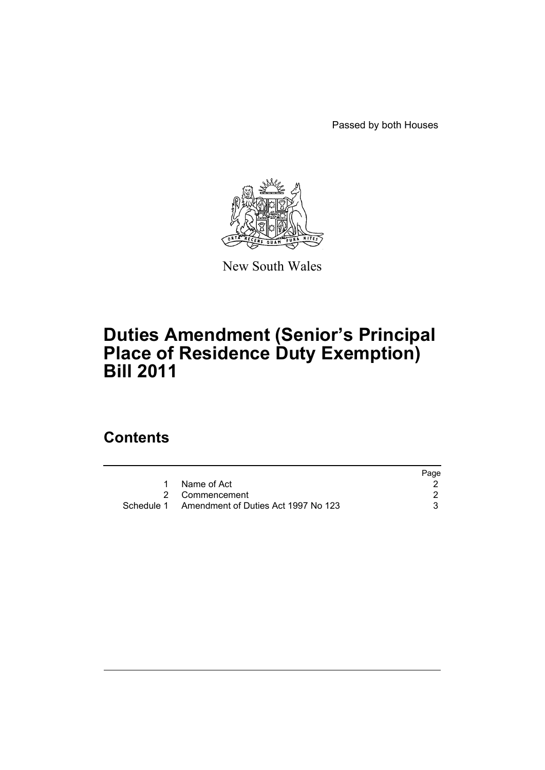Passed by both Houses

New South Wales

# Duties Amendment (Senior's Principal Place of Residence Duty Exemption) Bill 2011

## Contents

| | | Page |
|---|---|---|
| 1 | Name of Act | 2 |
| 2 | Commencement | 2 |
| Schedule 1 | Amendment of Duties Act 1997 No 123 | 3 |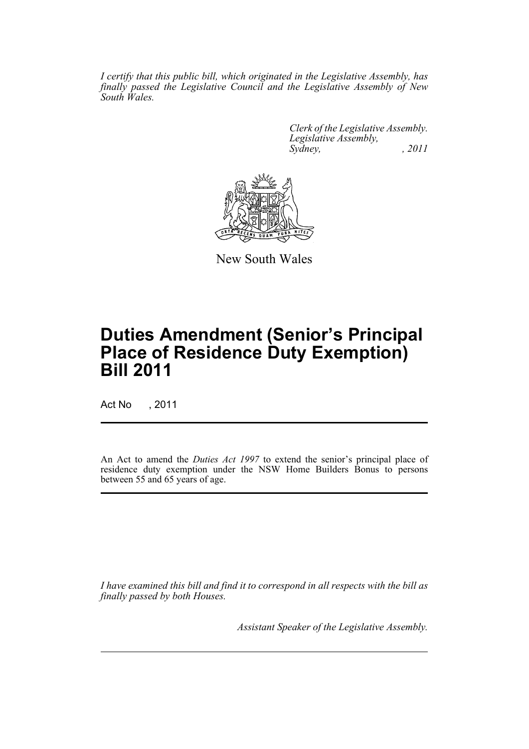*I certify that this public bill, which originated in the Legislative Assembly, has finally passed the Legislative Council and the Legislative Assembly of New South Wales.*

*Clerk of the Legislative Assembly.*
*Legislative Assembly,*
*Sydney, , 2011*

New South Wales

# Duties Amendment (Senior's Principal Place of Residence Duty Exemption) Bill 2011

Act No , 2011

An Act to amend the *Duties Act 1997* to extend the senior's principal place of residence duty exemption under the NSW Home Builders Bonus to persons between 55 and 65 years of age.

*I have examined this bill and find it to correspond in all respects with the bill as finally passed by both Houses.*

*Assistant Speaker of the Legislative Assembly.*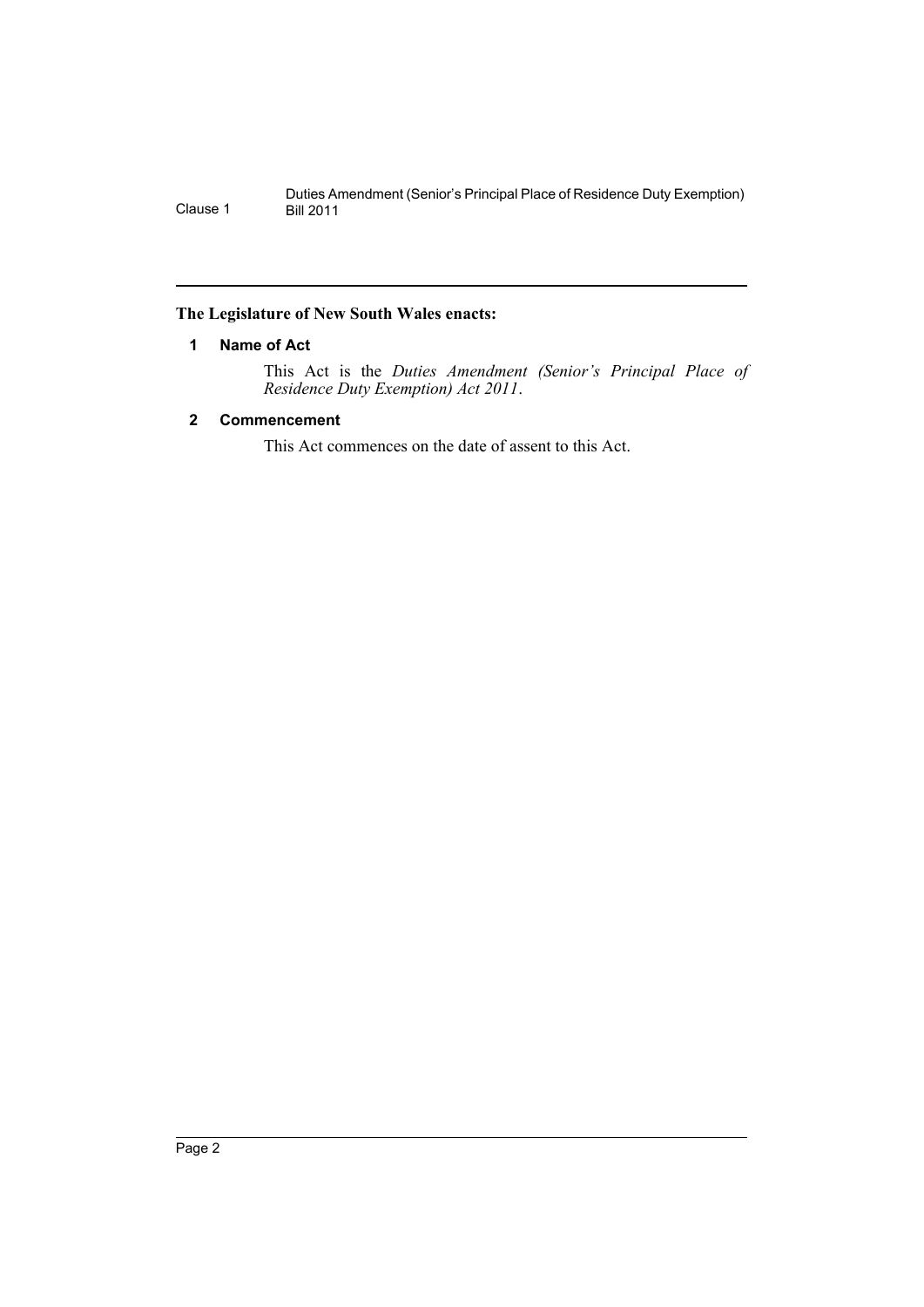**The Legislature of New South Wales enacts:**

## 1 Name of Act

This Act is the *Duties Amendment (Senior's Principal Place of Residence Duty Exemption) Act 2011*.

## 2 Commencement

This Act commences on the date of assent to this Act.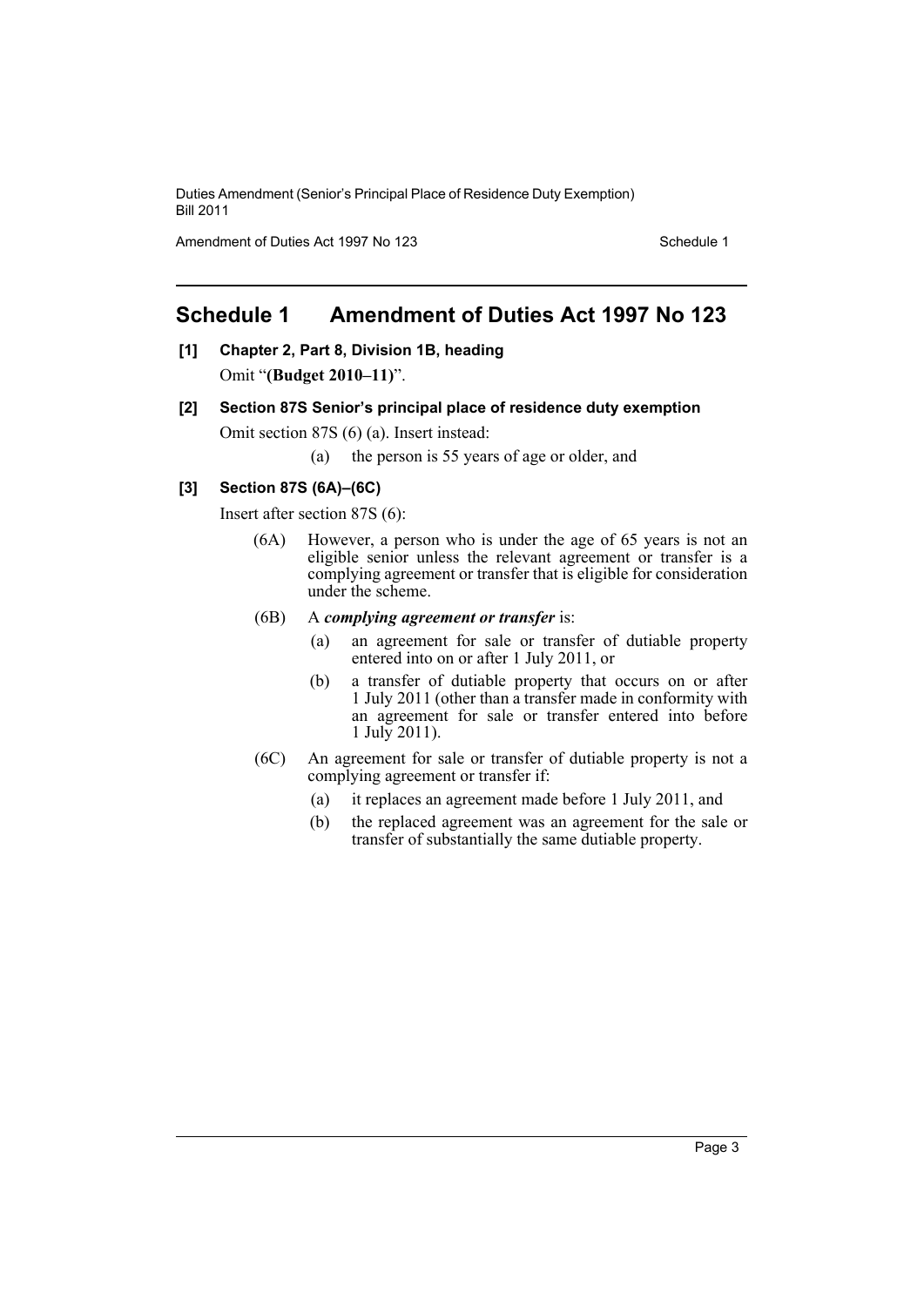# Schedule 1 Amendment of Duties Act 1997 No 123

**[1] Chapter 2, Part 8, Division 1B, heading**

Omit "**(Budget 2010–11)**".

**[2] Section 87S Senior's principal place of residence duty exemption**

Omit section 87S (6) (a). Insert instead:

(a) the person is 55 years of age or older, and

**[3] Section 87S (6A)–(6C)**

Insert after section 87S (6):

(6A) However, a person who is under the age of 65 years is not an eligible senior unless the relevant agreement or transfer is a complying agreement or transfer that is eligible for consideration under the scheme.

(6B) A ***complying agreement or transfer*** is:

(a) an agreement for sale or transfer of dutiable property entered into on or after 1 July 2011, or

(b) a transfer of dutiable property that occurs on or after 1 July 2011 (other than a transfer made in conformity with an agreement for sale or transfer entered into before 1 July 2011).

(6C) An agreement for sale or transfer of dutiable property is not a complying agreement or transfer if:

(a) it replaces an agreement made before 1 July 2011, and

(b) the replaced agreement was an agreement for the sale or transfer of substantially the same dutiable property.